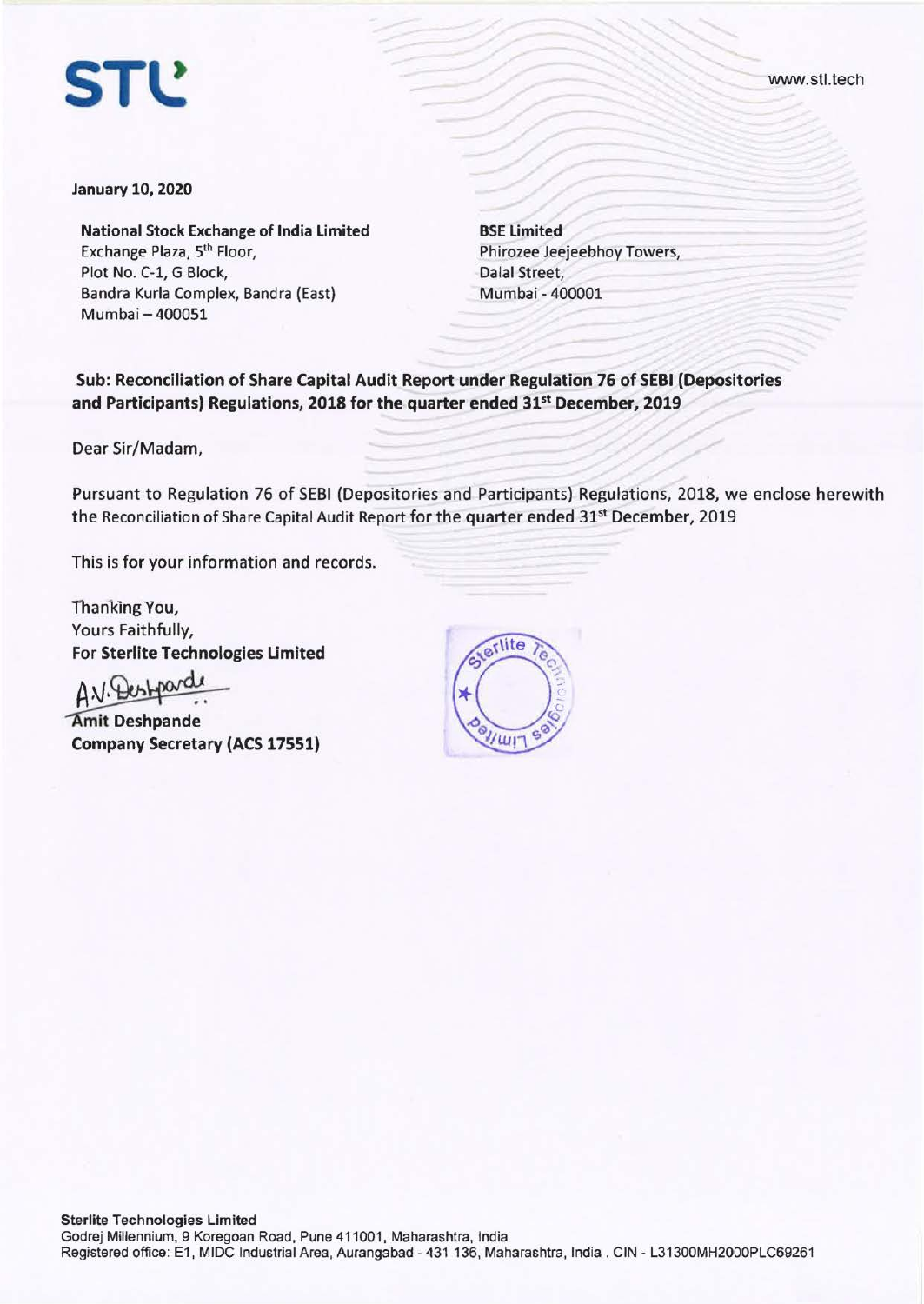**STL**

www.stl.tech

**January 10, 2020**

**National Stock Exchange of India Limited**
Exchange Plaza, 5th Floor,
Plot No. C-1, G Block,
Bandra Kurla Complex, Bandra (East)
Mumbai – 400051

**BSE Limited**
Phirozee Jeejeebhoy Towers,
Dalal Street,
Mumbai - 400001

**Sub: Reconciliation of Share Capital Audit Report under Regulation 76 of SEBI (Depositories and Participants) Regulations, 2018 for the quarter ended 31st December, 2019**

Dear Sir/Madam,

Pursuant to Regulation 76 of SEBI (Depositories and Participants) Regulations, 2018, we enclose herewith the Reconciliation of Share Capital Audit Report for the quarter ended 31st December, 2019

This is for your information and records.

Thanking You,
Yours Faithfully,
For **Sterlite Technologies Limited**

A.V. Deshpande

**Amit Deshpande**
**Company Secretary (ACS 17551)**

**Sterlite Technologies Limited**
Godrej Millennium, 9 Koregoan Road, Pune 411001, Maharashtra, India
Registered office: E1, MIDC Industrial Area, Aurangabad - 431 136, Maharashtra, India . CIN - L31300MH2000PLC69261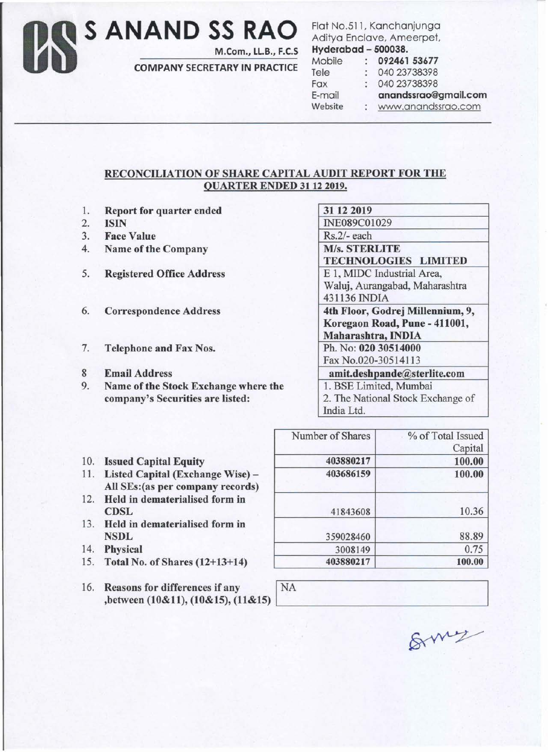# S ANAND SS RAO

M.Com., LL.B., F.C.S

COMPANY SECRETARY IN PRACTICE

Flat No.511, Kanchanjunga
Aditya Enclave, Ameerpet,
**Hyderabad – 500038.**
Mobile : **092461 53677**
Tele : 040 23738398
Fax : 040 23738398
E-mail : **anandssrao@gmail.com**
Website : www.anandssrao.com

## RECONCILIATION OF SHARE CAPITAL AUDIT REPORT FOR THE QUARTER ENDED 31 12 2019.

| | | |
|---|---|---|
| 1. | **Report for quarter ended** | 31 12 2019 |
| 2. | **ISIN** | INE089C01029 |
| 3. | **Face Value** | Rs.2/- each |
| 4. | **Name of the Company** | **M/s. STERLITE TECHNOLOGIES LIMITED** |
| 5. | **Registered Office Address** | E 1, MIDC Industrial Area, Waluj, Aurangabad, Maharashtra 431136 INDIA |
| 6. | **Correspondence Address** | **4th Floor, Godrej Millennium, 9, Koregaon Road, Pune - 411001, Maharashtra, INDIA** |
| 7. | **Telephone and Fax Nos.** | Ph. No: **020 30514000** Fax No.020-30514113 |
| 8 | **Email Address** | **amit.deshpande@sterlite.com** |
| 9. | **Name of the Stock Exchange where the company's Securities are listed:** | 1. BSE Limited, Mumbai 2. The National Stock Exchange of India Ltd. |

| | | Number of Shares | % of Total Issued Capital |
|---|---|---|---|
| 10. | **Issued Capital Equity** | 403880217 | 100.00 |
| 11. | **Listed Capital (Exchange Wise) – All SEs:(as per company records)** | 403686159 | 100.00 |
| 12. | **Held in dematerialised form in CDSL** | 41843608 | 10.36 |
| 13. | **Held in dematerialised form in NSDL** | 359028460 | 88.89 |
| 14. | **Physical** | 3008149 | 0.75 |
| 15. | **Total No. of Shares (12+13+14)** | 403880217 | 100.00 |

| | | |
|---|---|---|
| 16. | **Reasons for differences if any ,between (10&11), (10&15), (11&15)** | NA |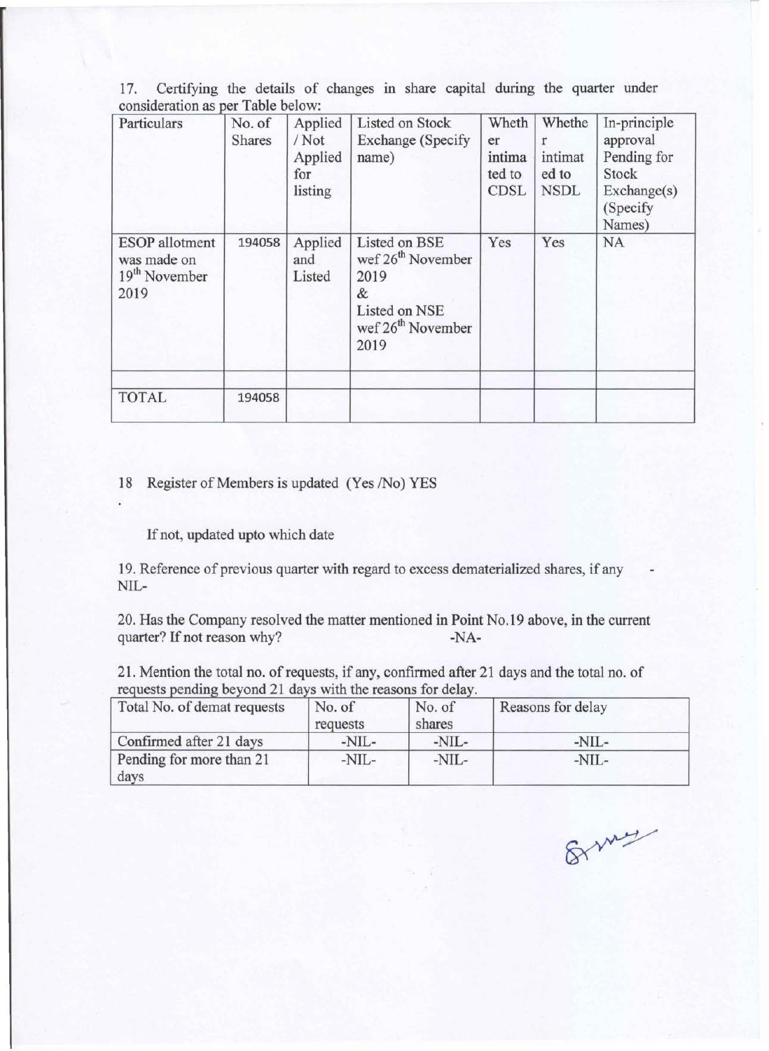17. Certifying the details of changes in share capital during the quarter under consideration as per Table below:

| Particulars | No. of Shares | Applied / Not Applied for listing | Listed on Stock Exchange (Specify name) | Whether intimated to CDSL | Whether intimated to NSDL | In-principle approval Pending for Stock Exchange(s) (Specify Names) |
|---|---|---|---|---|---|---|
| ESOP allotment was made on 19th November 2019 | 194058 | Applied and Listed | Listed on BSE wef 26th November 2019 & Listed on NSE wef 26th November 2019 | Yes | Yes | NA |
| | | | | | | |
| TOTAL | 194058 | | | | | |

18 Register of Members is updated (Yes /No) YES

If not, updated upto which date

19. Reference of previous quarter with regard to excess dematerialized shares, if any - NIL-

20. Has the Company resolved the matter mentioned in Point No.19 above, in the current quarter? If not reason why? -NA-

21. Mention the total no. of requests, if any, confirmed after 21 days and the total no. of requests pending beyond 21 days with the reasons for delay.

| Total No. of demat requests | No. of requests | No. of shares | Reasons for delay |
|---|---|---|---|
| Confirmed after 21 days | -NIL- | -NIL- | -NIL- |
| Pending for more than 21 days | -NIL- | -NIL- | -NIL- |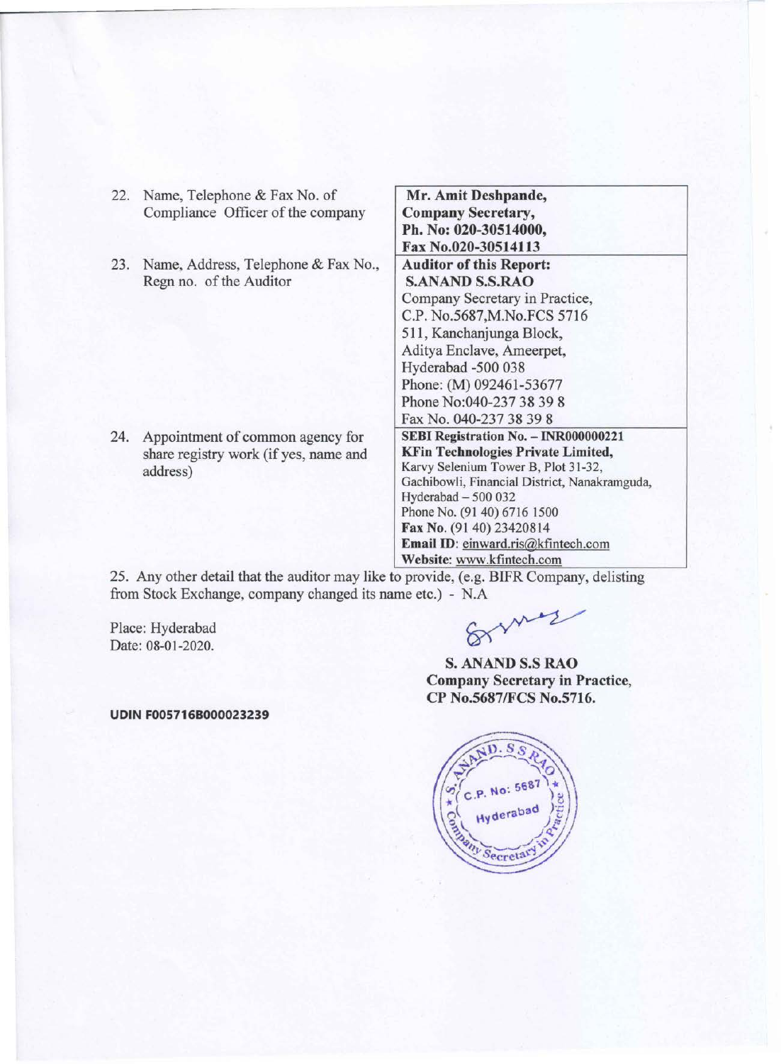| | |
|---|---|
| 22. Name, Telephone & Fax No. of Compliance Officer of the company | **Mr. Amit Deshpande,**<br>**Company Secretary,**<br>**Ph. No: 020-30514000,**<br>**Fax No.020-30514113** |
| 23. Name, Address, Telephone & Fax No., Regn no. of the Auditor | **Auditor of this Report:**<br>**S.ANAND S.S.RAO**<br>Company Secretary in Practice,<br>C.P. No.5687,M.No.FCS 5716<br>511, Kanchanjunga Block,<br>Aditya Enclave, Ameerpet,<br>Hyderabad -500 038<br>Phone: (M) 092461-53677<br>Phone No:040-237 38 39 8<br>Fax No. 040-237 38 39 8 |
| 24. Appointment of common agency for share registry work (if yes, name and address) | **SEBI Registration No. – INR000000221**<br>**KFin Technologies Private Limited,**<br>Karvy Selenium Tower B, Plot 31-32,<br>Gachibowli, Financial District, Nanakramguda,<br>Hyderabad – 500 032<br>Phone No. (91 40) 6716 1500<br>**Fax No.** (91 40) 23420814<br>**Email ID**: einward.ris@kfintech.com<br>**Website**: www.kfintech.com |

25. Any other detail that the auditor may like to provide, (e.g. BIFR Company, delisting from Stock Exchange, company changed its name etc.) - N.A

Place: Hyderabad
Date: 08-01-2020.

**S. ANAND S.S RAO**
**Company Secretary in Practice,**
**CP No.5687/FCS No.5716.**

**UDIN F005716B000023239**